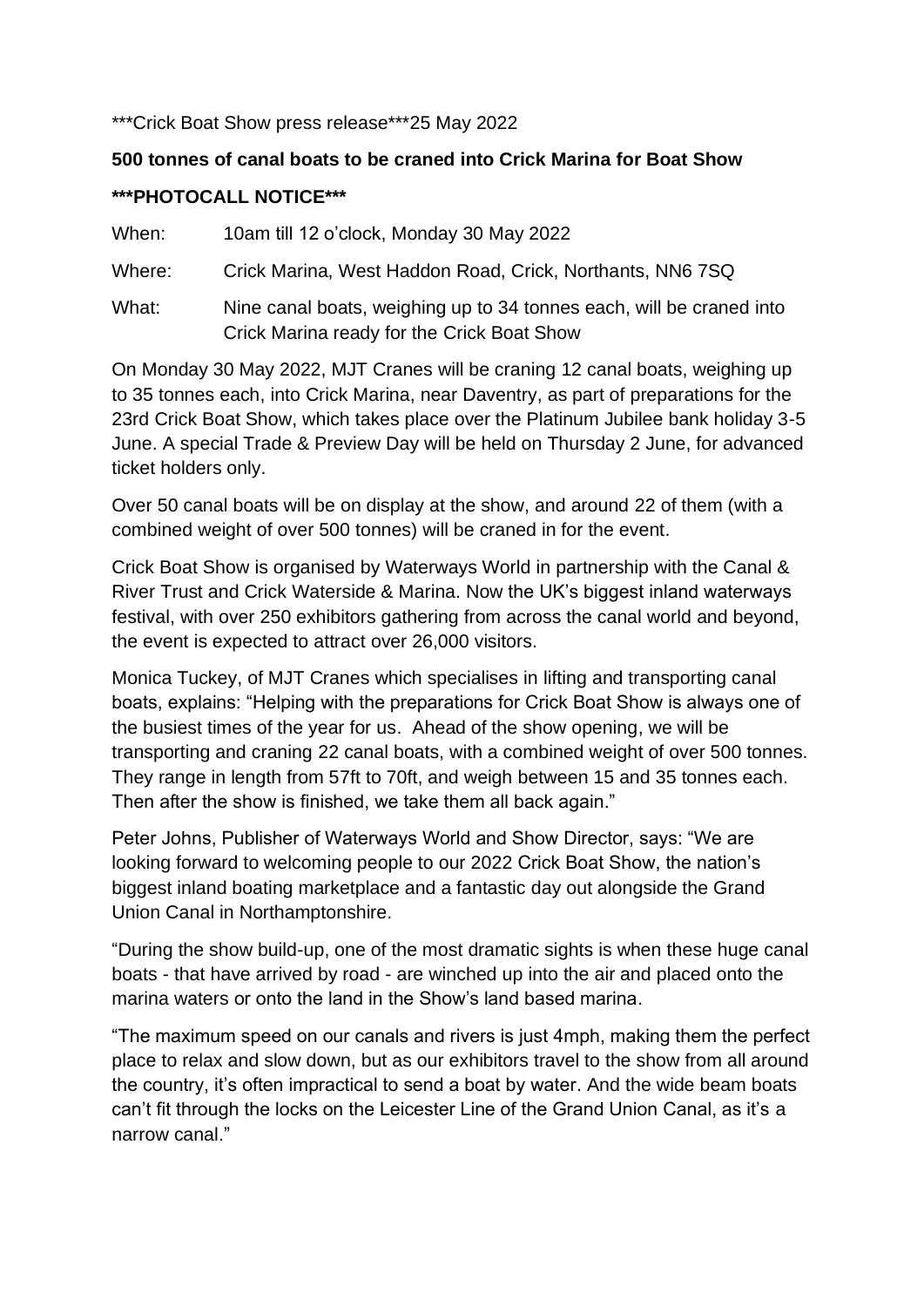***Crick Boat Show press release***25 May 2022

**500 tonnes of canal boats to be craned into Crick Marina for Boat Show**

*****PHOTOCALL NOTICE*****

When: 10am till 12 o'clock, Monday 30 May 2022

Where: Crick Marina, West Haddon Road, Crick, Northants, NN6 7SQ

What: Nine canal boats, weighing up to 34 tonnes each, will be craned into Crick Marina ready for the Crick Boat Show

On Monday 30 May 2022, MJT Cranes will be craning 12 canal boats, weighing up to 35 tonnes each, into Crick Marina, near Daventry, as part of preparations for the 23rd Crick Boat Show, which takes place over the Platinum Jubilee bank holiday 3-5 June. A special Trade & Preview Day will be held on Thursday 2 June, for advanced ticket holders only.

Over 50 canal boats will be on display at the show, and around 22 of them (with a combined weight of over 500 tonnes) will be craned in for the event.

Crick Boat Show is organised by Waterways World in partnership with the Canal & River Trust and Crick Waterside & Marina. Now the UK's biggest inland waterways festival, with over 250 exhibitors gathering from across the canal world and beyond, the event is expected to attract over 26,000 visitors.

Monica Tuckey, of MJT Cranes which specialises in lifting and transporting canal boats, explains: "Helping with the preparations for Crick Boat Show is always one of the busiest times of the year for us. Ahead of the show opening, we will be transporting and craning 22 canal boats, with a combined weight of over 500 tonnes. They range in length from 57ft to 70ft, and weigh between 15 and 35 tonnes each. Then after the show is finished, we take them all back again."

Peter Johns, Publisher of Waterways World and Show Director, says: "We are looking forward to welcoming people to our 2022 Crick Boat Show, the nation's biggest inland boating marketplace and a fantastic day out alongside the Grand Union Canal in Northamptonshire.

"During the show build-up, one of the most dramatic sights is when these huge canal boats - that have arrived by road - are winched up into the air and placed onto the marina waters or onto the land in the Show's land based marina.

"The maximum speed on our canals and rivers is just 4mph, making them the perfect place to relax and slow down, but as our exhibitors travel to the show from all around the country, it's often impractical to send a boat by water. And the wide beam boats can't fit through the locks on the Leicester Line of the Grand Union Canal, as it's a narrow canal."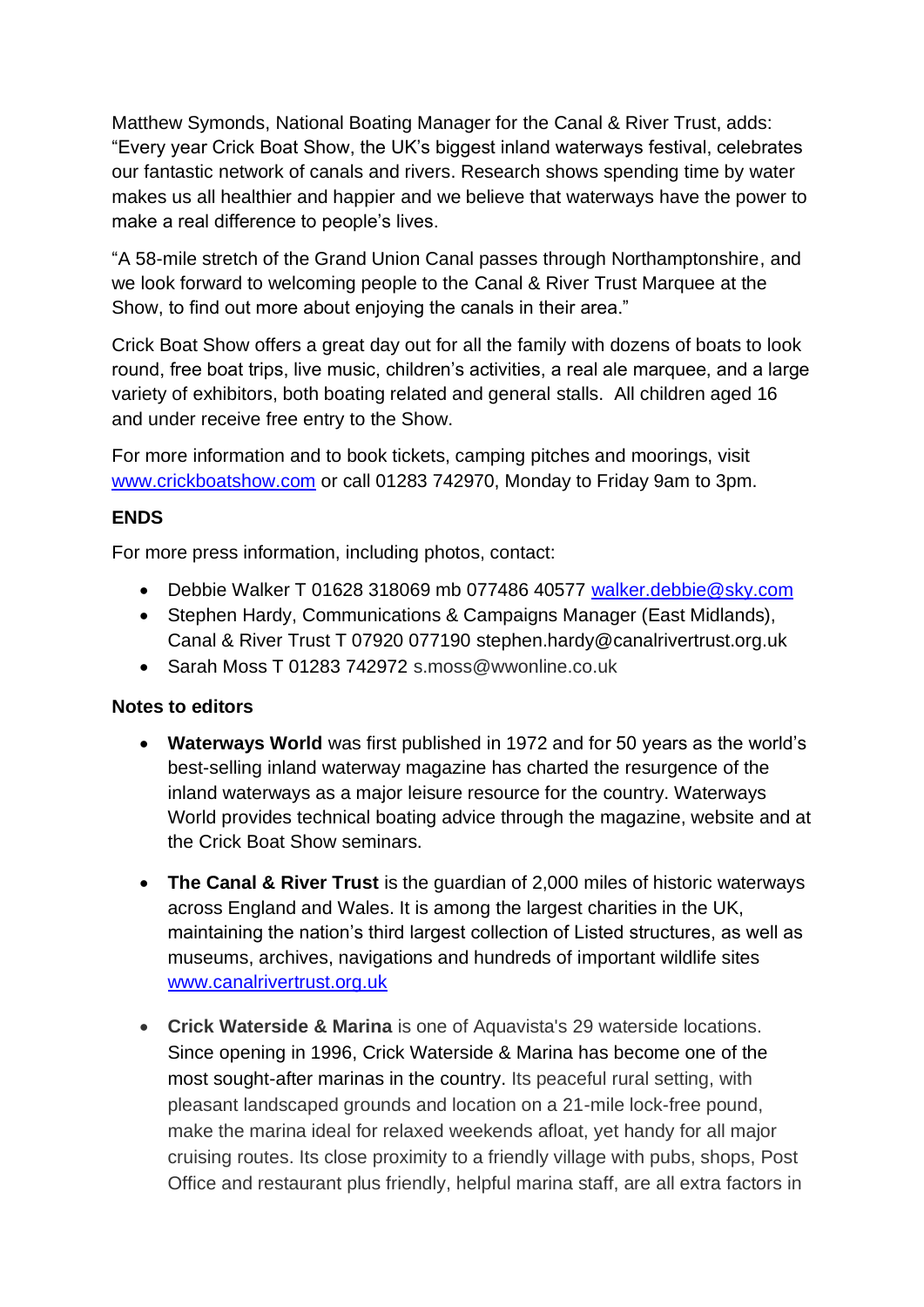Matthew Symonds, National Boating Manager for the Canal & River Trust, adds: "Every year Crick Boat Show, the UK's biggest inland waterways festival, celebrates our fantastic network of canals and rivers. Research shows spending time by water makes us all healthier and happier and we believe that waterways have the power to make a real difference to people's lives.

"A 58-mile stretch of the Grand Union Canal passes through Northamptonshire, and we look forward to welcoming people to the Canal & River Trust Marquee at the Show, to find out more about enjoying the canals in their area."

Crick Boat Show offers a great day out for all the family with dozens of boats to look round, free boat trips, live music, children's activities, a real ale marquee, and a large variety of exhibitors, both boating related and general stalls. All children aged 16 and under receive free entry to the Show.

For more information and to book tickets, camping pitches and moorings, visit [www.crickboatshow.com](http://www.crickboatshow.com) or call 01283 742970, Monday to Friday 9am to 3pm.

**ENDS**

For more press information, including photos, contact:

- Debbie Walker T 01628 318069 mb 077486 40577 [walker.debbie@sky.com](mailto:walker.debbie@sky.com)
- Stephen Hardy, Communications & Campaigns Manager (East Midlands), Canal & River Trust T 07920 077190 stephen.hardy@canalrivertrust.org.uk
- Sarah Moss T 01283 742972 s.moss@wwonline.co.uk

**Notes to editors**

- **Waterways World** was first published in 1972 and for 50 years as the world's best-selling inland waterway magazine has charted the resurgence of the inland waterways as a major leisure resource for the country. Waterways World provides technical boating advice through the magazine, website and at the Crick Boat Show seminars.

- **The Canal & River Trust** is the guardian of 2,000 miles of historic waterways across England and Wales. It is among the largest charities in the UK, maintaining the nation's third largest collection of Listed structures, as well as museums, archives, navigations and hundreds of important wildlife sites [www.canalrivertrust.org.uk](http://www.canalrivertrust.org.uk)

- **Crick Waterside & Marina** is one of Aquavista's 29 waterside locations. Since opening in 1996, Crick Waterside & Marina has become one of the most sought-after marinas in the country. Its peaceful rural setting, with pleasant landscaped grounds and location on a 21-mile lock-free pound, make the marina ideal for relaxed weekends afloat, yet handy for all major cruising routes. Its close proximity to a friendly village with pubs, shops, Post Office and restaurant plus friendly, helpful marina staff, are all extra factors in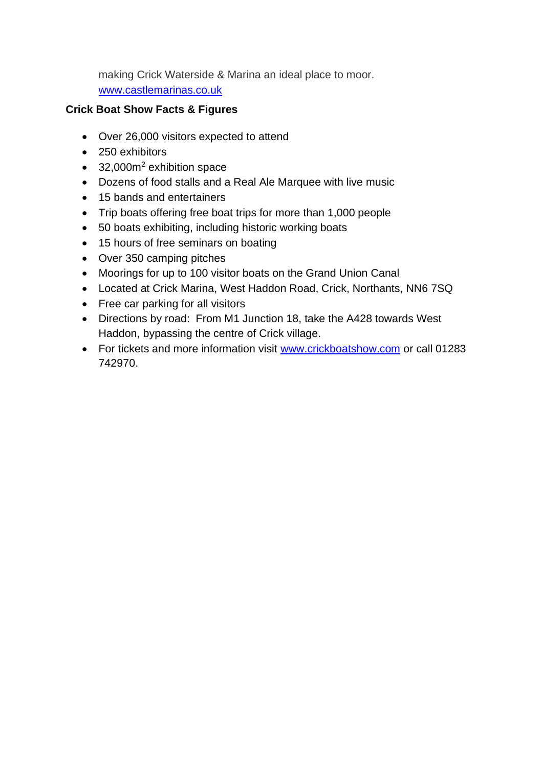making Crick Waterside & Marina an ideal place to moor.
www.castlemarinas.co.uk

**Crick Boat Show Facts & Figures**

- Over 26,000 visitors expected to attend
- 250 exhibitors
- 32,000m$^2$ exhibition space
- Dozens of food stalls and a Real Ale Marquee with live music
- 15 bands and entertainers
- Trip boats offering free boat trips for more than 1,000 people
- 50 boats exhibiting, including historic working boats
- 15 hours of free seminars on boating
- Over 350 camping pitches
- Moorings for up to 100 visitor boats on the Grand Union Canal
- Located at Crick Marina, West Haddon Road, Crick, Northants, NN6 7SQ
- Free car parking for all visitors
- Directions by road: From M1 Junction 18, take the A428 towards West Haddon, bypassing the centre of Crick village.
- For tickets and more information visit www.crickboatshow.com or call 01283 742970.